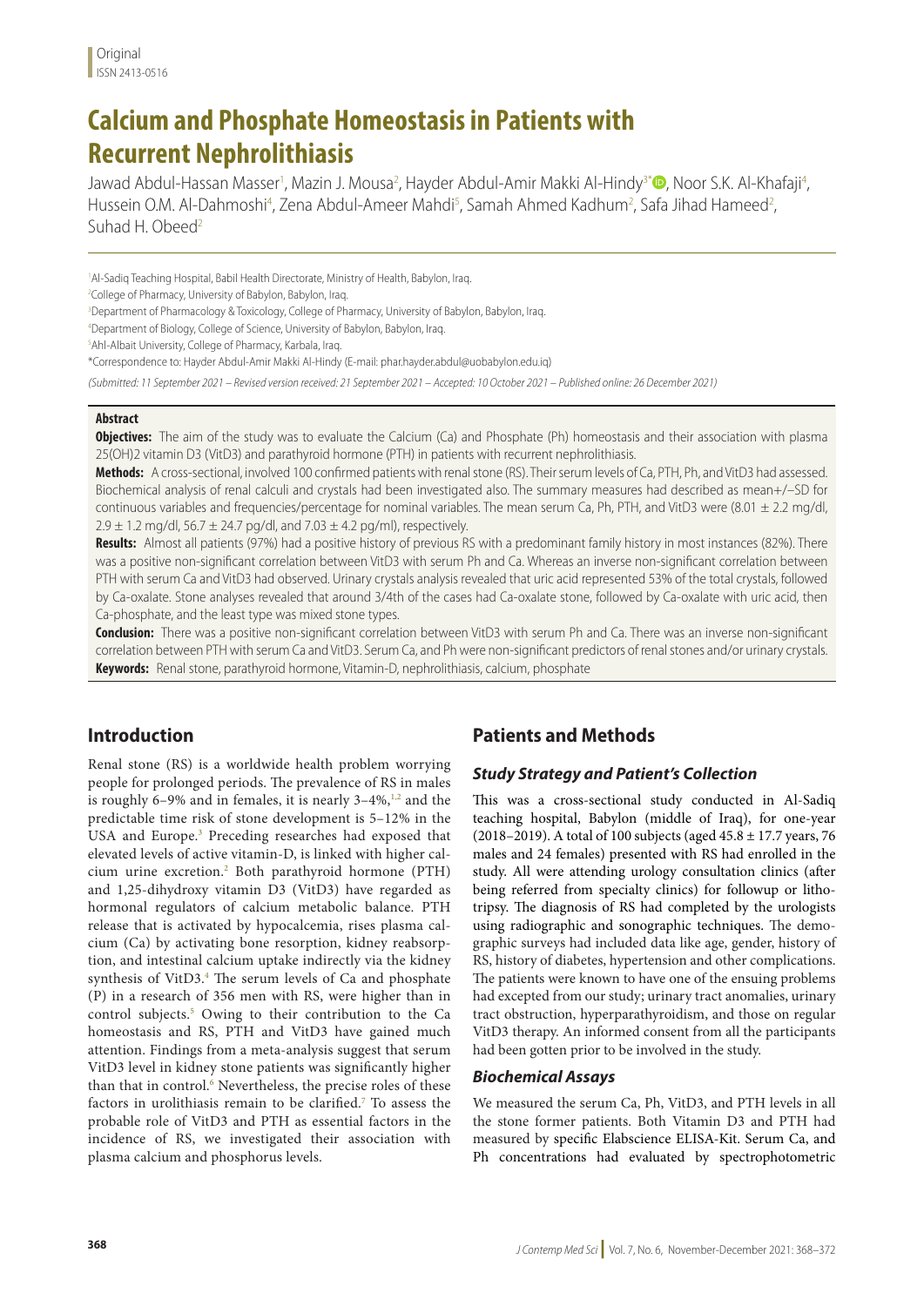Original
ISSN 2413-0516

# Calcium and Phosphate Homeostasis in Patients with Recurrent Nephrolithiasis

Jawad Abdul-Hassan Masser[1], Mazin J. Mousa[2], Hayder Abdul-Amir Makki Al-Hindy[3*], Noor S.K. Al-Khafaji[4], Hussein O.M. Al-Dahmoshi[4], Zena Abdul-Ameer Mahdi[5], Samah Ahmed Kadhum[2], Safa Jihad Hameed[2], Suhad H. Obeed[2]

[1]Al-Sadiq Teaching Hospital, Babil Health Directorate, Ministry of Health, Babylon, Iraq.
[2]College of Pharmacy, University of Babylon, Babylon, Iraq.
[3]Department of Pharmacology & Toxicology, College of Pharmacy, University of Babylon, Babylon, Iraq.
[4]Department of Biology, College of Science, University of Babylon, Babylon, Iraq.
[5]Ahl-Albait University, College of Pharmacy, Karbala, Iraq.
*Correspondence to: Hayder Abdul-Amir Makki Al-Hindy (E-mail: phar.hayder.abdul@uobabylon.edu.iq)

*(Submitted: 11 September 2021 – Revised version received: 21 September 2021 – Accepted: 10 October 2021 – Published online: 26 December 2021)*

## Abstract

**Objectives:** The aim of the study was to evaluate the Calcium (Ca) and Phosphate (Ph) homeostasis and their association with plasma 25(OH)2 vitamin D3 (VitD3) and parathyroid hormone (PTH) in patients with recurrent nephrolithiasis.

**Methods:** A cross-sectional, involved 100 confirmed patients with renal stone (RS). Their serum levels of Ca, PTH, Ph, and VitD3 had assessed. Biochemical analysis of renal calculi and crystals had been investigated also. The summary measures had described as mean+/−SD for continuous variables and frequencies/percentage for nominal variables. The mean serum Ca, Ph, PTH, and VitD3 were (8.01 ± 2.2 mg/dl, 2.9 ± 1.2 mg/dl, 56.7 ± 24.7 pg/dl, and 7.03 ± 4.2 pg/ml), respectively.

**Results:** Almost all patients (97%) had a positive history of previous RS with a predominant family history in most instances (82%). There was a positive non-significant correlation between VitD3 with serum Ph and Ca. Whereas an inverse non-significant correlation between PTH with serum Ca and VitD3 had observed. Urinary crystals analysis revealed that uric acid represented 53% of the total crystals, followed by Ca-oxalate. Stone analyses revealed that around 3/4th of the cases had Ca-oxalate stone, followed by Ca-oxalate with uric acid, then Ca-phosphate, and the least type was mixed stone types.

**Conclusion:** There was a positive non-significant correlation between VitD3 with serum Ph and Ca. There was an inverse non-significant correlation between PTH with serum Ca and VitD3. Serum Ca, and Ph were non-significant predictors of renal stones and/or urinary crystals.

**Keywords:** Renal stone, parathyroid hormone, Vitamin-D, nephrolithiasis, calcium, phosphate

## Introduction

Renal stone (RS) is a worldwide health problem worrying people for prolonged periods. The prevalence of RS in males is roughly 6–9% and in females, it is nearly 3–4%,[1,2] and the predictable time risk of stone development is 5–12% in the USA and Europe.[3] Preceding researches had exposed that elevated levels of active vitamin-D, is linked with higher calcium urine excretion.[2] Both parathyroid hormone (PTH) and 1,25-dihydroxy vitamin D3 (VitD3) have regarded as hormonal regulators of calcium metabolic balance. PTH release that is activated by hypocalcemia, rises plasma calcium (Ca) by activating bone resorption, kidney reabsorption, and intestinal calcium uptake indirectly via the kidney synthesis of VitD3.[4] The serum levels of Ca and phosphate (P) in a research of 356 men with RS, were higher than in control subjects.[5] Owing to their contribution to the Ca homeostasis and RS, PTH and VitD3 have gained much attention. Findings from a meta-analysis suggest that serum VitD3 level in kidney stone patients was significantly higher than that in control.[6] Nevertheless, the precise roles of these factors in urolithiasis remain to be clarified.[7] To assess the probable role of VitD3 and PTH as essential factors in the incidence of RS, we investigated their association with plasma calcium and phosphorus levels.

## Patients and Methods

### Study Strategy and Patient's Collection

This was a cross-sectional study conducted in Al-Sadiq teaching hospital, Babylon (middle of Iraq), for one-year (2018–2019). A total of 100 subjects (aged 45.8 ± 17.7 years, 76 males and 24 females) presented with RS had enrolled in the study. All were attending urology consultation clinics (after being referred from specialty clinics) for followup or lithotripsy. The diagnosis of RS had completed by the urologists using radiographic and sonographic techniques. The demographic surveys had included data like age, gender, history of RS, history of diabetes, hypertension and other complications. The patients were known to have one of the ensuing problems had excepted from our study; urinary tract anomalies, urinary tract obstruction, hyperparathyroidism, and those on regular VitD3 therapy. An informed consent from all the participants had been gotten prior to be involved in the study.

### Biochemical Assays

We measured the serum Ca, Ph, VitD3, and PTH levels in all the stone former patients. Both Vitamin D3 and PTH had measured by specific Elabscience ELISA-Kit. Serum Ca, and Ph concentrations had evaluated by spectrophotometric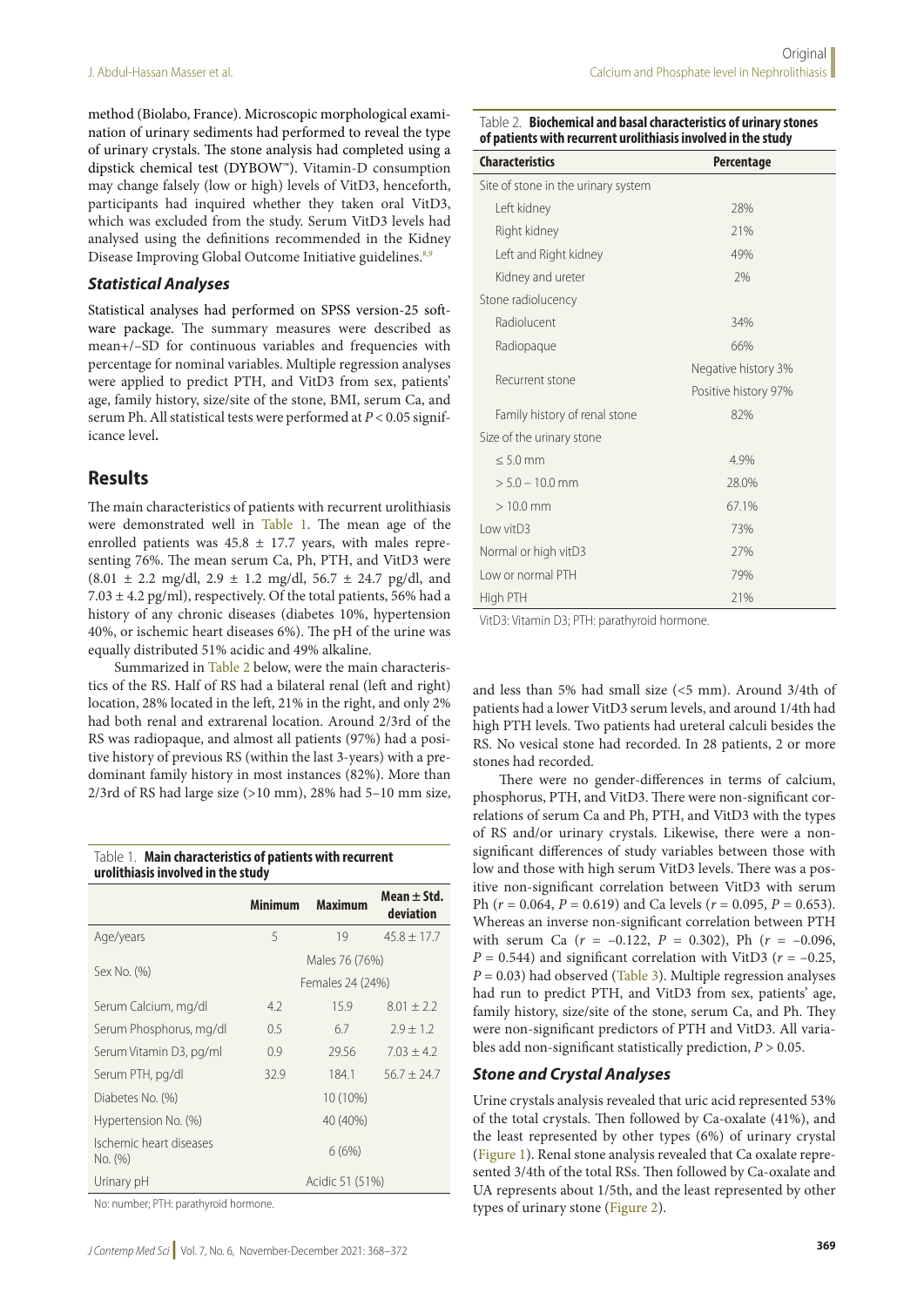method (Biolabo, France). Microscopic morphological examination of urinary sediments had performed to reveal the type of urinary crystals. The stone analysis had completed using a dipstick chemical test (DYBOW™). Vitamin-D consumption may change falsely (low or high) levels of VitD3, henceforth, participants had inquired whether they taken oral VitD3, which was excluded from the study. Serum VitD3 levels had analysed using the definitions recommended in the Kidney Disease Improving Global Outcome Initiative guidelines.[8,9]

### *Statistical Analyses*

Statistical analyses had performed on SPSS version-25 software package. The summary measures were described as mean+/–SD for continuous variables and frequencies with percentage for nominal variables. Multiple regression analyses were applied to predict PTH, and VitD3 from sex, patients' age, family history, size/site of the stone, BMI, serum Ca, and serum Ph. All statistical tests were performed at $P < 0.05$ significance level**.**

## Results

The main characteristics of patients with recurrent urolithiasis were demonstrated well in Table 1. The mean age of the enrolled patients was $45.8 \pm 17.7$ years, with males representing 76%. The mean serum Ca, Ph, PTH, and VitD3 were ($8.01 \pm 2.2$ mg/dl, $2.9 \pm 1.2$ mg/dl, $56.7 \pm 24.7$ pg/dl, and $7.03 \pm 4.2$ pg/ml), respectively. Of the total patients, 56% had a history of any chronic diseases (diabetes 10%, hypertension 40%, or ischemic heart diseases 6%). The pH of the urine was equally distributed 51% acidic and 49% alkaline.

Summarized in Table 2 below, were the main characteristics of the RS. Half of RS had a bilateral renal (left and right) location, 28% located in the left, 21% in the right, and only 2% had both renal and extrarenal location. Around 2/3rd of the RS was radiopaque, and almost all patients (97%) had a positive history of previous RS (within the last 3-years) with a predominant family history in most instances (82%). More than 2/3rd of RS had large size (>10 mm), 28% had 5–10 mm size, and less than 5% had small size (<5 mm). Around 3/4th of patients had a lower VitD3 serum levels, and around 1/4th had high PTH levels. Two patients had ureteral calculi besides the RS. No vesical stone had recorded. In 28 patients, 2 or more stones had recorded.

Table 1. **Main characteristics of patients with recurrent urolithiasis involved in the study**

| | Minimum | Maximum | Mean ± Std. deviation |
|---|---|---|---|
| Age/years | 5 | 19 | 45.8 ± 17.7 |
| Sex No. (%) | | Males 76 (76%) | |
| | | Females 24 (24%) | |
| Serum Calcium, mg/dl | 4.2 | 15.9 | 8.01 ± 2.2 |
| Serum Phosphorus, mg/dl | 0.5 | 6.7 | 2.9 ± 1.2 |
| Serum Vitamin D3, pg/ml | 0.9 | 29.56 | 7.03 ± 4.2 |
| Serum PTH, pg/dl | 32.9 | 184.1 | 56.7 ± 24.7 |
| Diabetes No. (%) | | 10 (10%) | |
| Hypertension No. (%) | | 40 (40%) | |
| Ischemic heart diseases No. (%) | | 6 (6%) | |
| Urinary pH | | Acidic 51 (51%) | |

No: number; PTH: parathyroid hormone.

Table 2. **Biochemical and basal characteristics of urinary stones of patients with recurrent urolithiasis involved in the study**

| Characteristics | Percentage |
|---|---|
| Site of stone in the urinary system | |
| Left kidney | 28% |
| Right kidney | 21% |
| Left and Right kidney | 49% |
| Kidney and ureter | 2% |
| Stone radiolucency | |
| Radiolucent | 34% |
| Radiopaque | 66% |
| Recurrent stone | Negative history 3% |
| | Positive history 97% |
| Family history of renal stone | 82% |
| Size of the urinary stone | |
| ≤ 5.0 mm | 4.9% |
| > 5.0 – 10.0 mm | 28.0% |
| > 10.0 mm | 67.1% |
| Low vitD3 | 73% |
| Normal or high vitD3 | 27% |
| Low or normal PTH | 79% |
| High PTH | 21% |

VitD3: Vitamin D3; PTH: parathyroid hormone.

There were no gender-differences in terms of calcium, phosphorus, PTH, and VitD3. There were non-significant correlations of serum Ca and Ph, PTH, and VitD3 with the types of RS and/or urinary crystals. Likewise, there were a non-significant differences of study variables between those with low and those with high serum VitD3 levels. There was a positive non-significant correlation between VitD3 with serum Ph ($r = 0.064$, $P = 0.619$) and Ca levels ($r = 0.095$, $P = 0.653$). Whereas an inverse non-significant correlation between PTH with serum Ca ($r = -0.122$, $P = 0.302$), Ph ($r = -0.096$, $P = 0.544$) and significant correlation with VitD3 ($r = -0.25$, $P = 0.03$) had observed (Table 3). Multiple regression analyses had run to predict PTH, and VitD3 from sex, patients' age, family history, size/site of the stone, serum Ca, and Ph. They were non-significant predictors of PTH and VitD3. All variables add non-significant statistically prediction, $P > 0.05$.

### *Stone and Crystal Analyses*

Urine crystals analysis revealed that uric acid represented 53% of the total crystals. Then followed by Ca-oxalate (41%), and the least represented by other types (6%) of urinary crystal (Figure 1). Renal stone analysis revealed that Ca oxalate represented 3/4th of the total RSs. Then followed by Ca-oxalate and UA represents about 1/5th, and the least represented by other types of urinary stone (Figure 2).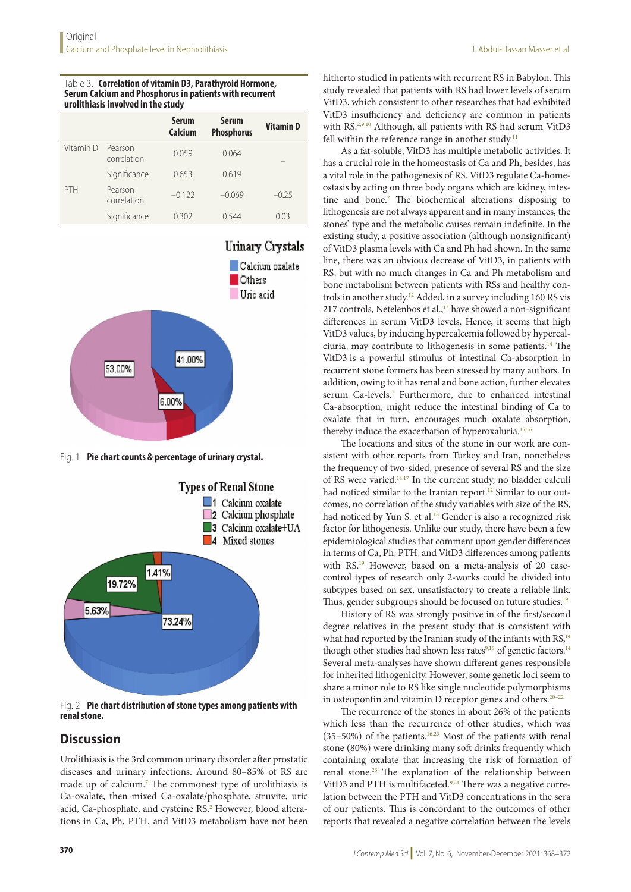Table 3. **Correlation of vitamin D3, Parathyroid Hormone, Serum Calcium and Phosphorus in patients with recurrent urolithiasis involved in the study**

| | | Serum Calcium | Serum Phosphorus | Vitamin D |
|---|---|---|---|---|
| Vitamin D | Pearson correlation | 0.059 | 0.064 | – |
| | Significance | 0.653 | 0.619 | |
| PTH | Pearson correlation | −0.122 | −0.069 | −0.25 |
| | Significance | 0.302 | 0.544 | 0.03 |

Fig. 1 **Pie chart counts & percentage of urinary crystal.**

Fig. 2 **Pie chart distribution of stone types among patients with renal stone.**

## Discussion

Urolithiasis is the 3rd common urinary disorder after prostatic diseases and urinary infections. Around 80–85% of RS are made up of calcium.[7] The commonest type of urolithiasis is Ca-oxalate, then mixed Ca-oxalate/phosphate, struvite, uric acid, Ca-phosphate, and cysteine RS.[2] However, blood alterations in Ca, Ph, PTH, and VitD3 metabolism have not been hitherto studied in patients with recurrent RS in Babylon. This study revealed that patients with RS had lower levels of serum VitD3, which consistent to other researches that had exhibited VitD3 insufficiency and deficiency are common in patients with RS.[2,9,10] Although, all patients with RS had serum VitD3 fell within the reference range in another study.[11]

As a fat-soluble, VitD3 has multiple metabolic activities. It has a crucial role in the homeostasis of Ca and Ph, besides, has a vital role in the pathogenesis of RS. VitD3 regulate Ca-homeostasis by acting on three body organs which are kidney, intestine and bone.[2] The biochemical alterations disposing to lithogenesis are not always apparent and in many instances, the stones' type and the metabolic causes remain indefinite. In the existing study, a positive association (although nonsignificant) of VitD3 plasma levels with Ca and Ph had shown. In the same line, there was an obvious decrease of VitD3, in patients with RS, but with no much changes in Ca and Ph metabolism and bone metabolism between patients with RSs and healthy controls in another study.[12] Added, in a survey including 160 RS vis 217 controls, Netelenbos et al.,[13] have showed a non-significant differences in serum VitD3 levels. Hence, it seems that high VitD3 values, by inducing hypercalcemia followed by hypercalciuria, may contribute to lithogenesis in some patients.[14] The VitD3 is a powerful stimulus of intestinal Ca-absorption in recurrent stone formers has been stressed by many authors. In addition, owing to it has renal and bone action, further elevates serum Ca-levels.[7] Furthermore, due to enhanced intestinal Ca-absorption, might reduce the intestinal binding of Ca to oxalate that in turn, encourages much oxalate absorption, thereby induce the exacerbation of hyperoxaluria.[15,16]

The locations and sites of the stone in our work are consistent with other reports from Turkey and Iran, nonetheless the frequency of two-sided, presence of several RS and the size of RS were varied.[14,17] In the current study, no bladder calculi had noticed similar to the Iranian report.[12] Similar to our outcomes, no correlation of the study variables with size of the RS, had noticed by Yun S. et al.[18] Gender is also a recognized risk factor for lithogenesis. Unlike our study, there have been a few epidemiological studies that comment upon gender differences in terms of Ca, Ph, PTH, and VitD3 differences among patients with RS.[19] However, based on a meta-analysis of 20 case-control types of research only 2-works could be divided into subtypes based on sex, unsatisfactory to create a reliable link. Thus, gender subgroups should be focused on future studies.[19]

History of RS was strongly positive in of the first/second degree relatives in the present study that is consistent with what had reported by the Iranian study of the infants with RS,[14] though other studies had shown less rates[9,16] of genetic factors.[14] Several meta-analyses have shown different genes responsible for inherited lithogenicity. However, some genetic loci seem to share a minor role to RS like single nucleotide polymorphisms in osteopontin and vitamin D receptor genes and others.[20–22]

The recurrence of the stones in about 26% of the patients which less than the recurrence of other studies, which was (35–50%) of the patients.[16,23] Most of the patients with renal stone (80%) were drinking many soft drinks frequently which containing oxalate that increasing the risk of formation of renal stone.[23] The explanation of the relationship between VitD3 and PTH is multifaceted.[9,24] There was a negative correlation between the PTH and VitD3 concentrations in the sera of our patients. This is concordant to the outcomes of other reports that revealed a negative correlation between the levels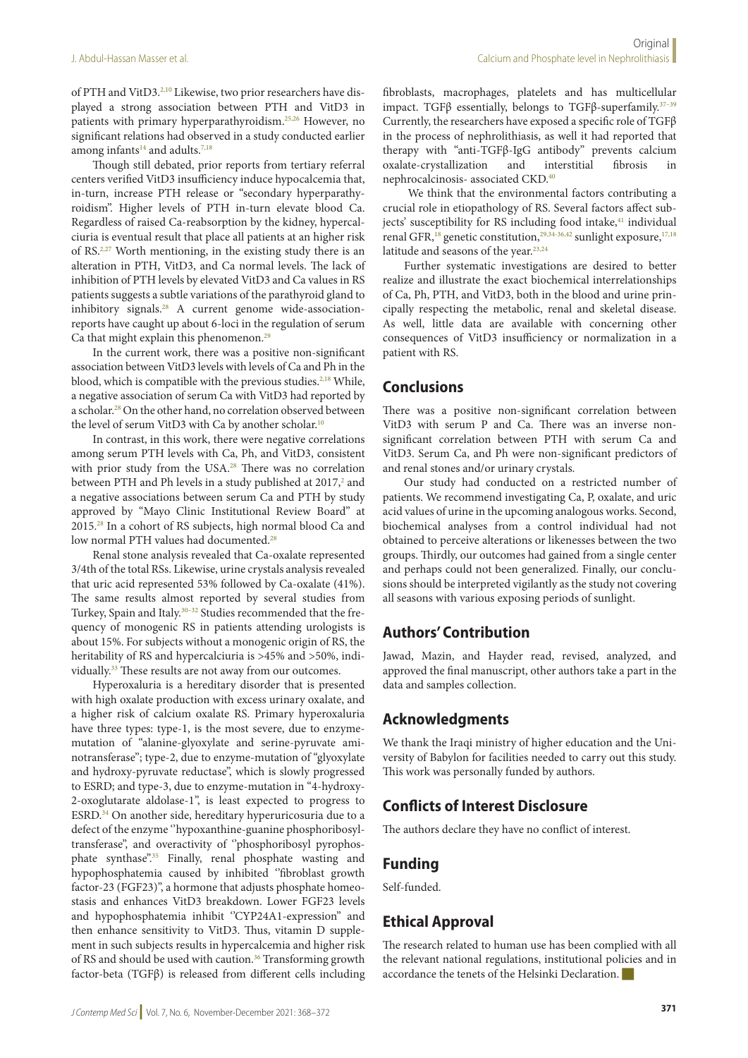of PTH and VitD3.[2,10] Likewise, two prior researchers have displayed a strong association between PTH and VitD3 in patients with primary hyperparathyroidism.[25,26] However, no significant relations had observed in a study conducted earlier among infants[14] and adults.[7,18]

Though still debated, prior reports from tertiary referral centers verified VitD3 insufficiency induce hypocalcemia that, in-turn, increase PTH release or "secondary hyperparathyroidism". Higher levels of PTH in-turn elevate blood Ca. Regardless of raised Ca-reabsorption by the kidney, hypercalciuria is eventual result that place all patients at an higher risk of RS.[2,27] Worth mentioning, in the existing study there is an alteration in PTH, VitD3, and Ca normal levels. The lack of inhibition of PTH levels by elevated VitD3 and Ca values in RS patients suggests a subtle variations of the parathyroid gland to inhibitory signals.[28] A current genome wide-association-reports have caught up about 6-loci in the regulation of serum Ca that might explain this phenomenon.[29]

In the current work, there was a positive non-significant association between VitD3 levels with levels of Ca and Ph in the blood, which is compatible with the previous studies.[2,18] While, a negative association of serum Ca with VitD3 had reported by a scholar.[28] On the other hand, no correlation observed between the level of serum VitD3 with Ca by another scholar.[10]

In contrast, in this work, there were negative correlations among serum PTH levels with Ca, Ph, and VitD3, consistent with prior study from the USA.[28] There was no correlation between PTH and Ph levels in a study published at 2017,[2] and a negative associations between serum Ca and PTH by study approved by "Mayo Clinic Institutional Review Board" at 2015.[28] In a cohort of RS subjects, high normal blood Ca and low normal PTH values had documented.[28]

Renal stone analysis revealed that Ca-oxalate represented 3/4th of the total RSs. Likewise, urine crystals analysis revealed that uric acid represented 53% followed by Ca-oxalate (41%). The same results almost reported by several studies from Turkey, Spain and Italy.[30–32] Studies recommended that the frequency of monogenic RS in patients attending urologists is about 15%. For subjects without a monogenic origin of RS, the heritability of RS and hypercalciuria is >45% and >50%, individually.[33] These results are not away from our outcomes.

Hyperoxaluria is a hereditary disorder that is presented with high oxalate production with excess urinary oxalate, and a higher risk of calcium oxalate RS. Primary hyperoxaluria have three types: type-1, is the most severe, due to enzyme-mutation of "alanine-glyoxylate and serine-pyruvate aminotransferase"; type-2, due to enzyme-mutation of "glyoxylate and hydroxy-pyruvate reductase", which is slowly progressed to ESRD; and type-3, due to enzyme-mutation in "4-hydroxy-2-oxoglutarate aldolase-1", is least expected to progress to ESRD.[34] On another side, hereditary hyperuricosuria due to a defect of the enzyme ''hypoxanthine-guanine phosphoribosyltransferase", and overactivity of ''phosphoribosyl pyrophosphate synthase".[35] Finally, renal phosphate wasting and hypophosphatemia caused by inhibited ''fibroblast growth factor-23 (FGF23)", a hormone that adjusts phosphate homeostasis and enhances VitD3 breakdown. Lower FGF23 levels and hypophosphatemia inhibit ''CYP24A1-expression" and then enhance sensitivity to VitD3. Thus, vitamin D supplement in such subjects results in hypercalcemia and higher risk of RS and should be used with caution.[36] Transforming growth factor-beta (TGFβ) is released from different cells including fibroblasts, macrophages, platelets and has multicellular impact. TGFβ essentially, belongs to TGFβ-superfamily.[37–39] Currently, the researchers have exposed a specific role of TGFβ in the process of nephrolithiasis, as well it had reported that therapy with "anti-TGFβ-IgG antibody" prevents calcium oxalate-crystallization and interstitial fibrosis in nephrocalcinosis- associated CKD.[40]

We think that the environmental factors contributing a crucial role in etiopathology of RS. Several factors affect subjects' susceptibility for RS including food intake,[41] individual renal GFR,[18] genetic constitution,[29,34-36,42] sunlight exposure,[17,18] latitude and seasons of the year.[23,24]

Further systematic investigations are desired to better realize and illustrate the exact biochemical interrelationships of Ca, Ph, PTH, and VitD3, both in the blood and urine principally respecting the metabolic, renal and skeletal disease. As well, little data are available with concerning other consequences of VitD3 insufficiency or normalization in a patient with RS.

## Conclusions

There was a positive non-significant correlation between VitD3 with serum P and Ca. There was an inverse non-significant correlation between PTH with serum Ca and VitD3. Serum Ca, and Ph were non-significant predictors of and renal stones and/or urinary crystals.

Our study had conducted on a restricted number of patients. We recommend investigating Ca, P, oxalate, and uric acid values of urine in the upcoming analogous works. Second, biochemical analyses from a control individual had not obtained to perceive alterations or likenesses between the two groups. Thirdly, our outcomes had gained from a single center and perhaps could not been generalized. Finally, our conclusions should be interpreted vigilantly as the study not covering all seasons with various exposing periods of sunlight.

## Authors' Contribution

Jawad, Mazin, and Hayder read, revised, analyzed, and approved the final manuscript, other authors take a part in the data and samples collection.

## Acknowledgments

We thank the Iraqi ministry of higher education and the University of Babylon for facilities needed to carry out this study. This work was personally funded by authors.

## Conflicts of Interest Disclosure

The authors declare they have no conflict of interest.

## Funding

Self-funded.

## Ethical Approval

The research related to human use has been complied with all the relevant national regulations, institutional policies and in accordance the tenets of the Helsinki Declaration.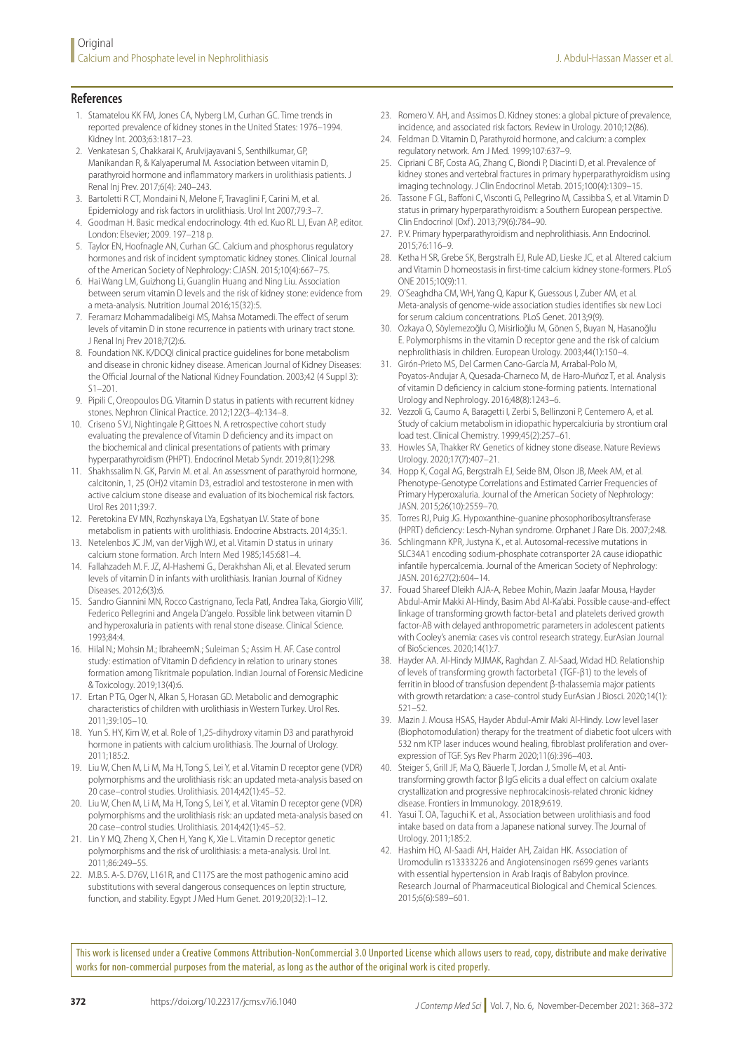## References

1. Stamatelou KK FM, Jones CA, Nyberg LM, Curhan GC. Time trends in reported prevalence of kidney stones in the United States: 1976–1994. Kidney Int. 2003;63:1817–23.
2. Venkatesan S, Chakkarai K, Arulvijayavani S, Senthilkumar, GP, Manikandan R, & Kalyaperumal M. Association between vitamin D, parathyroid hormone and inflammatory markers in urolithiasis patients. J Renal Inj Prev. 2017;6(4): 240–243.
3. Bartoletti R CT, Mondaini N, Melone F, Travaglini F, Carini M, et al. Epidemiology and risk factors in urolithiasis. Urol Int 2007;79:3–7.
4. Goodman H. Basic medical endocrinology. 4th ed. Kuo RL LJ, Evan AP, editor. London: Elsevier; 2009. 197–218 p.
5. Taylor EN, Hoofnagle AN, Curhan GC. Calcium and phosphorus regulatory hormones and risk of incident symptomatic kidney stones. Clinical Journal of the American Society of Nephrology: CJASN. 2015;10(4):667–75.
6. Hai Wang LM, Guizhong Li, Guanglin Huang and Ning Liu. Association between serum vitamin D levels and the risk of kidney stone: evidence from a meta-analysis. Nutrition Journal 2016;15(32):5.
7. Feramarz Mohammadalibeigi MS, Mahsa Motamedi. The effect of serum levels of vitamin D in stone recurrence in patients with urinary tract stone. J Renal Inj Prev 2018;7(2):6.
8. Foundation NK. K/DOQI clinical practice guidelines for bone metabolism and disease in chronic kidney disease. American Journal of Kidney Diseases: the Official Journal of the National Kidney Foundation. 2003;42 (4 Suppl 3): S1–201.
9. Pipili C, Oreopoulos DG. Vitamin D status in patients with recurrent kidney stones. Nephron Clinical Practice. 2012;122(3–4):134–8.
10. Criseno S VJ, Nightingale P, Gittoes N. A retrospective cohort study evaluating the prevalence of Vitamin D deficiency and its impact on the biochemical and clinical presentations of patients with primary hyperparathyroidism (PHPT). Endocrinol Metab Syndr. 2019;8(1):298.
11. Shakhssalim N. GK, Parvin M. et al. An assessment of parathyroid hormone, calcitonin, 1, 25 (OH)2 vitamin D3, estradiol and testosterone in men with active calcium stone disease and evaluation of its biochemical risk factors. Urol Res 2011;39:7.
12. Peretokina EV MN, Rozhynskaya LYa, Egshatyan LV. State of bone metabolism in patients with urolithiasis. Endocrine Abstracts. 2014;35:1.
13. Netelenbos JC JM, van der Vijgh WJ, et al. Vitamin D status in urinary calcium stone formation. Arch Intern Med 1985;145:681–4.
14. Fallahzadeh M. F. JZ, Al-Hashemi G., Derakhshan Ali, et al. Elevated serum levels of vitamin D in infants with urolithiasis. Iranian Journal of Kidney Diseases. 2012;6(3):6.
15. Sandro Giannini MN, Rocco Castrignano, Tecla Patl, Andrea Taka, Giorgio Villi', Federico Pellegrini and Angela D'angelo. Possible link between vitamin D and hyperoxaluria in patients with renal stone disease. Clinical Science. 1993;84:4.
16. Hilal N.; Mohsin M.; IbraheemN.; Suleiman S.; Assim H. AF. Case control study: estimation of Vitamin D deficiency in relation to urinary stones formation among Tikritmale population. Indian Journal of Forensic Medicine & Toxicology. 2019;13(4):6.
17. Ertan P TG, Oger N, Alkan S, Horasan GD. Metabolic and demographic characteristics of children with urolithiasis in Western Turkey. Urol Res. 2011;39:105–10.
18. Yun S. HY, Kim W, et al. Role of 1,25-dihydroxy vitamin D3 and parathyroid hormone in patients with calcium urolithiasis. The Journal of Urology. 2011;185:2.
19. Liu W, Chen M, Li M, Ma H, Tong S, Lei Y, et al. Vitamin D receptor gene (VDR) polymorphisms and the urolithiasis risk: an updated meta-analysis based on 20 case–control studies. Urolithiasis. 2014;42(1):45–52.
20. Liu W, Chen M, Li M, Ma H, Tong S, Lei Y, et al. Vitamin D receptor gene (VDR) polymorphisms and the urolithiasis risk: an updated meta-analysis based on 20 case–control studies. Urolithiasis. 2014;42(1):45–52.
21. Lin Y MQ, Zheng X, Chen H, Yang K, Xie L. Vitamin D receptor genetic polymorphisms and the risk of urolithiasis: a meta-analysis. Urol Int. 2011;86:249–55.
22. M.B.S. A-S. D76V, L161R, and C117S are the most pathogenic amino acid substitutions with several dangerous consequences on leptin structure, function, and stability. Egypt J Med Hum Genet. 2019;20(32):1–12.
23. Romero V. AH, and Assimos D. Kidney stones: a global picture of prevalence, incidence, and associated risk factors. Review in Urology. 2010;12(86).
24. Feldman D. Vitamin D, Parathyroid hormone, and calcium: a complex regulatory network. Am J Med. 1999;107:637–9.
25. Cipriani C BF, Costa AG, Zhang C, Biondi P, Diacinti D, et al. Prevalence of kidney stones and vertebral fractures in primary hyperparathyroidism using imaging technology. J Clin Endocrinol Metab. 2015;100(4):1309–15.
26. Tassone F GL, Baffoni C, Visconti G, Pellegrino M, Cassibba S, et al. Vitamin D status in primary hyperparathyroidism: a Southern European perspective. Clin Endocrinol (Oxf). 2013;79(6):784–90.
27. P. V. Primary hyperparathyroidism and nephrolithiasis. Ann Endocrinol. 2015;76:116–9.
28. Ketha H SR, Grebe SK, Bergstralh EJ, Rule AD, Lieske JC, et al. Altered calcium and Vitamin D homeostasis in first-time calcium kidney stone-formers. PLoS ONE 2015;10(9):11.
29. O'Seaghdha CM, WH, Yang Q, Kapur K, Guessous I, Zuber AM, et al. Meta-analysis of genome-wide association studies identifies six new Loci for serum calcium concentrations. PLoS Genet. 2013;9(9).
30. Ozkaya O, Söylemezoğlu O, Misirlioğlu M, Gönen S, Buyan N, Hasanoğlu E. Polymorphisms in the vitamin D receptor gene and the risk of calcium nephrolithiasis in children. European Urology. 2003;44(1):150–4.
31. Girón-Prieto MS, Del Carmen Cano-García M, Arrabal-Polo M, Poyatos-Andujar A, Quesada-Charneco M, de Haro-Muñoz T, et al. Analysis of vitamin D deficiency in calcium stone-forming patients. International Urology and Nephrology. 2016;48(8):1243–6.
32. Vezzoli G, Caumo A, Baragetti I, Zerbi S, Bellinzoni P, Centemero A, et al. Study of calcium metabolism in idiopathic hypercalciuria by strontium oral load test. Clinical Chemistry. 1999;45(2):257–61.
33. Howles SA, Thakker RV. Genetics of kidney stone disease. Nature Reviews Urology. 2020;17(7):407–21.
34. Hopp K, Cogal AG, Bergstralh EJ, Seide BM, Olson JB, Meek AM, et al. Phenotype-Genotype Correlations and Estimated Carrier Frequencies of Primary Hyperoxaluria. Journal of the American Society of Nephrology: JASN. 2015;26(10):2559–70.
35. Torres RJ, Puig JG. Hypoxanthine-guanine phosophoribosyltransferase (HPRT) deficiency: Lesch-Nyhan syndrome. Orphanet J Rare Dis. 2007;2:48.
36. Schlingmann KPR, Justyna K., et al. Autosomal-recessive mutations in SLC34A1 encoding sodium-phosphate cotransporter 2A cause idiopathic infantile hypercalcemia. Journal of the American Society of Nephrology: JASN. 2016;27(2):604–14.
37. Fouad Shareef Dleikh AJA-A, Rebee Mohin, Mazin Jaafar Mousa, Hayder Abdul-Amir Makki Al-Hindy, Basim Abd Al-Ka'abi. Possible cause-and-effect linkage of transforming growth factor-beta1 and platelets derived growth factor-AB with delayed anthropometric parameters in adolescent patients with Cooley's anemia: cases vis control research strategy. EurAsian Journal of BioSciences. 2020;14(1):7.
38. Hayder AA. Al-Hindy MJMAK, Raghdan Z. Al-Saad, Widad HD. Relationship of levels of transforming growth factorbeta1 (TGF-β1) to the levels of ferritin in blood of transfusion dependent β-thalassemia major patients with growth retardation: a case-control study EurAsian J Biosci. 2020;14(1): 521–52.
39. Mazin J. Mousa HSAS, Hayder Abdul-Amir Maki Al-Hindy. Low level laser (Biophotomodulation) therapy for the treatment of diabetic foot ulcers with 532 nm KTP laser induces wound healing, fibroblast proliferation and over-expression of TGF. Sys Rev Pharm 2020;11(6):396–403.
40. Steiger S, Grill JF, Ma Q, Bäuerle T, Jordan J, Smolle M, et al. Anti-transforming growth factor β IgG elicits a dual effect on calcium oxalate crystallization and progressive nephrocalcinosis-related chronic kidney disease. Frontiers in Immunology. 2018;9:619.
41. Yasui T. OA, Taguchi K. et al., Association between urolithiasis and food intake based on data from a Japanese national survey. The Journal of Urology. 2011;185:2.
42. Hashim HO, Al-Saadi AH, Haider AH, Zaidan HK. Association of Uromodulin rs13333226 and Angiotensinogen rs699 genes variants with essential hypertension in Arab Iraqis of Babylon province. Research Journal of Pharmaceutical Biological and Chemical Sciences. 2015;6(6):589–601.

This work is licensed under a Creative Commons Attribution-NonCommercial 3.0 Unported License which allows users to read, copy, distribute and make derivative works for non-commercial purposes from the material, as long as the author of the original work is cited properly.